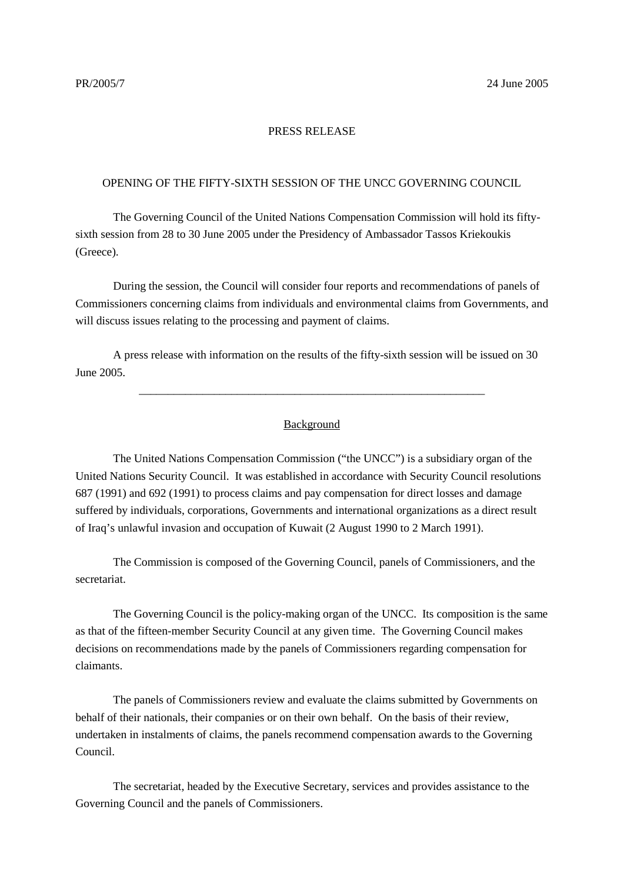PR/2005/7 24 June 2005

PRESS RELEASE

# OPENING OF THE FIFTY-SIXTH SESSION OF THE UNCC GOVERNING COUNCIL

The Governing Council of the United Nations Compensation Commission will hold its fifty-sixth session from 28 to 30 June 2005 under the Presidency of Ambassador Tassos Kriekoukis (Greece).

During the session, the Council will consider four reports and recommendations of panels of Commissioners concerning claims from individuals and environmental claims from Governments, and will discuss issues relating to the processing and payment of claims.

A press release with information on the results of the fifty-sixth session will be issued on 30 June 2005.

---

## Background

The United Nations Compensation Commission ("the UNCC") is a subsidiary organ of the United Nations Security Council. It was established in accordance with Security Council resolutions 687 (1991) and 692 (1991) to process claims and pay compensation for direct losses and damage suffered by individuals, corporations, Governments and international organizations as a direct result of Iraq's unlawful invasion and occupation of Kuwait (2 August 1990 to 2 March 1991).

The Commission is composed of the Governing Council, panels of Commissioners, and the secretariat.

The Governing Council is the policy-making organ of the UNCC. Its composition is the same as that of the fifteen-member Security Council at any given time. The Governing Council makes decisions on recommendations made by the panels of Commissioners regarding compensation for claimants.

The panels of Commissioners review and evaluate the claims submitted by Governments on behalf of their nationals, their companies or on their own behalf. On the basis of their review, undertaken in instalments of claims, the panels recommend compensation awards to the Governing Council.

The secretariat, headed by the Executive Secretary, services and provides assistance to the Governing Council and the panels of Commissioners.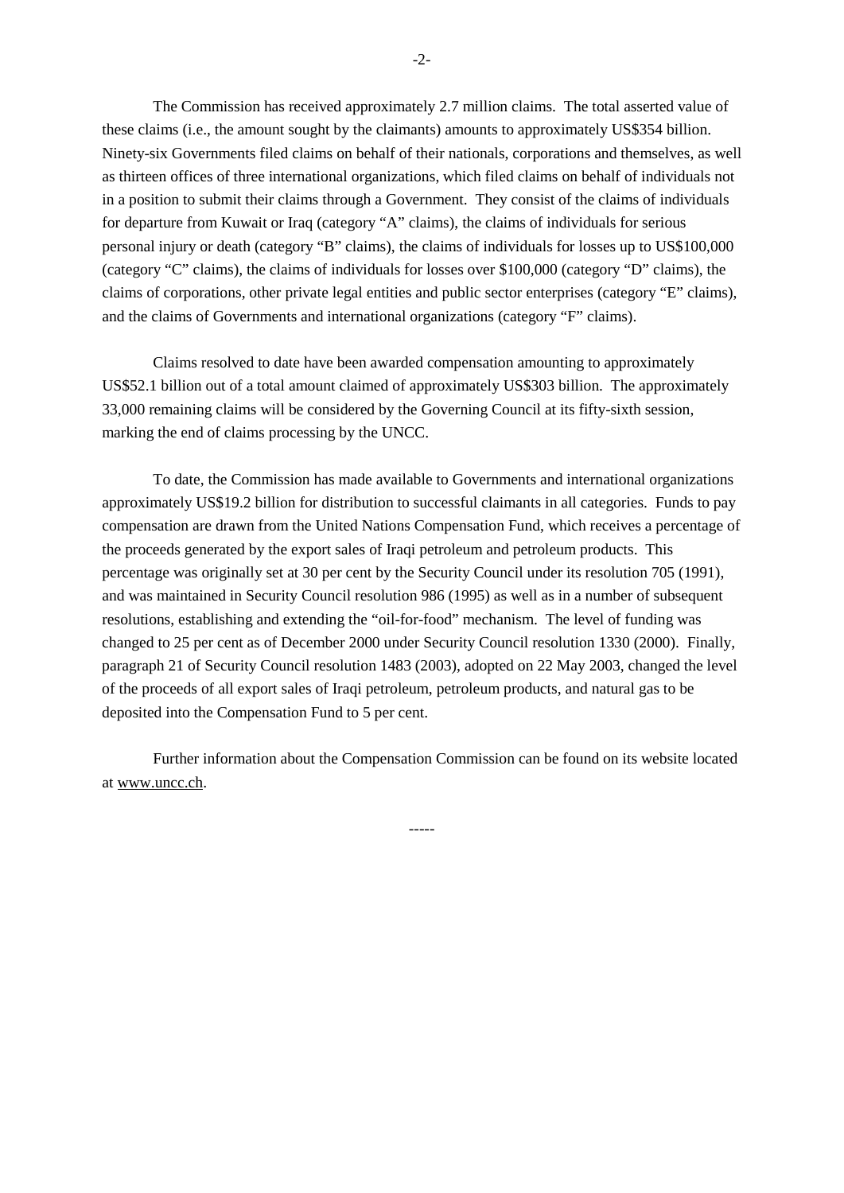The Commission has received approximately 2.7 million claims. The total asserted value of these claims (i.e., the amount sought by the claimants) amounts to approximately US$354 billion. Ninety-six Governments filed claims on behalf of their nationals, corporations and themselves, as well as thirteen offices of three international organizations, which filed claims on behalf of individuals not in a position to submit their claims through a Government. They consist of the claims of individuals for departure from Kuwait or Iraq (category "A" claims), the claims of individuals for serious personal injury or death (category "B" claims), the claims of individuals for losses up to US$100,000 (category "C" claims), the claims of individuals for losses over $100,000 (category "D" claims), the claims of corporations, other private legal entities and public sector enterprises (category "E" claims), and the claims of Governments and international organizations (category "F" claims).

Claims resolved to date have been awarded compensation amounting to approximately US$52.1 billion out of a total amount claimed of approximately US$303 billion. The approximately 33,000 remaining claims will be considered by the Governing Council at its fifty-sixth session, marking the end of claims processing by the UNCC.

To date, the Commission has made available to Governments and international organizations approximately US$19.2 billion for distribution to successful claimants in all categories. Funds to pay compensation are drawn from the United Nations Compensation Fund, which receives a percentage of the proceeds generated by the export sales of Iraqi petroleum and petroleum products. This percentage was originally set at 30 per cent by the Security Council under its resolution 705 (1991), and was maintained in Security Council resolution 986 (1995) as well as in a number of subsequent resolutions, establishing and extending the "oil-for-food" mechanism. The level of funding was changed to 25 per cent as of December 2000 under Security Council resolution 1330 (2000). Finally, paragraph 21 of Security Council resolution 1483 (2003), adopted on 22 May 2003, changed the level of the proceeds of all export sales of Iraqi petroleum, petroleum products, and natural gas to be deposited into the Compensation Fund to 5 per cent.

Further information about the Compensation Commission can be found on its website located at www.uncc.ch.

-----